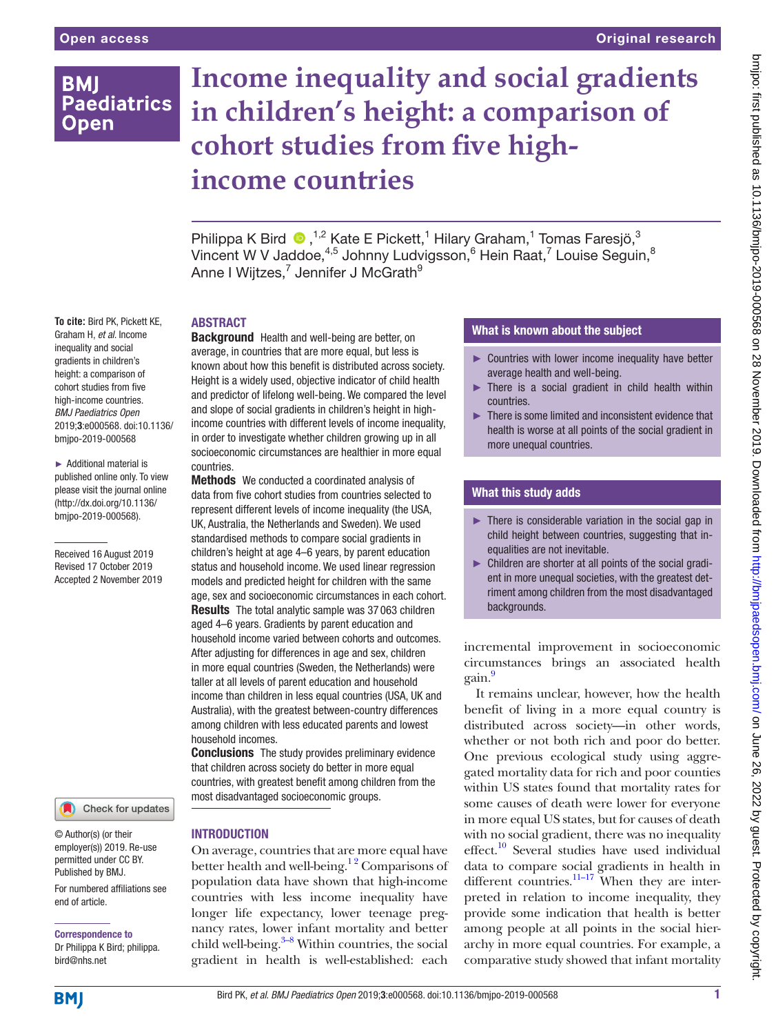Open access

Original research

# Income inequality and social gradients in children's height: a comparison of cohort studies from five high-income countries

Philippa K Bird,[1,2] Kate E Pickett,[1] Hilary Graham,[1] Tomas Faresjö,[3] Vincent W V Jaddoe,[4,5] Johnny Ludvigsson,[6] Hein Raat,[7] Louise Seguin,[8] Anne I Wijtzes,[7] Jennifer J McGrath[9]

**To cite:** Bird PK, Pickett KE, Graham H, *et al*. Income inequality and social gradients in children's height: a comparison of cohort studies from five high-income countries. *BMJ Paediatrics Open* 2019;**3**:e000568. doi:10.1136/bmjpo-2019-000568

► Additional material is published online only. To view please visit the journal online (http://dx.doi.org/10.1136/bmjpo-2019-000568).

Received 16 August 2019
Revised 17 October 2019
Accepted 2 November 2019

© Author(s) (or their employer(s)) 2019. Re-use permitted under CC BY. Published by BMJ.

For numbered affiliations see end of article.

**Correspondence to**
Dr Philippa K Bird; philippa.bird@nhs.net

## ABSTRACT

**Background** Health and well-being are better, on average, in countries that are more equal, but less is known about how this benefit is distributed across society. Height is a widely used, objective indicator of child health and predictor of lifelong well-being. We compared the level and slope of social gradients in children's height in high-income countries with different levels of income inequality, in order to investigate whether children growing up in all socioeconomic circumstances are healthier in more equal countries.

**Methods** We conducted a coordinated analysis of data from five cohort studies from countries selected to represent different levels of income inequality (the USA, UK, Australia, the Netherlands and Sweden). We used standardised methods to compare social gradients in children's height at age 4–6 years, by parent education status and household income. We used linear regression models and predicted height for children with the same age, sex and socioeconomic circumstances in each cohort.

**Results** The total analytic sample was 37 063 children aged 4–6 years. Gradients by parent education and household income varied between cohorts and outcomes. After adjusting for differences in age and sex, children in more equal countries (Sweden, the Netherlands) were taller at all levels of parent education and household income than children in less equal countries (USA, UK and Australia), with the greatest between-country differences among children with less educated parents and lowest household incomes.

**Conclusions** The study provides preliminary evidence that children across society do better in more equal countries, with greatest benefit among children from the most disadvantaged socioeconomic groups.

### What is known about the subject

- ► Countries with lower income inequality have better average health and well-being.
- ► There is a social gradient in child health within countries.
- ► There is some limited and inconsistent evidence that health is worse at all points of the social gradient in more unequal countries.

### What this study adds

- ► There is considerable variation in the social gap in child height between countries, suggesting that inequalities are not inevitable.
- ► Children are shorter at all points of the social gradient in more unequal societies, with the greatest detriment among children from the most disadvantaged backgrounds.

## INTRODUCTION

On average, countries that are more equal have better health and well-being.[1,2] Comparisons of population data have shown that high-income countries with less income inequality have longer life expectancy, lower teenage pregnancy rates, lower infant mortality and better child well-being.[3–8] Within countries, the social gradient in health is well-established: each incremental improvement in socioeconomic circumstances brings an associated health gain.[9]

It remains unclear, however, how the health benefit of living in a more equal country is distributed across society—in other words, whether or not both rich and poor do better. One previous ecological study using aggregated mortality data for rich and poor counties within US states found that mortality rates for some causes of death were lower for everyone in more equal US states, but for causes of death with no social gradient, there was no inequality effect.[10] Several studies have used individual data to compare social gradients in health in different countries.[11–17] When they are interpreted in relation to income inequality, they provide some indication that health is better among people at all points in the social hierarchy in more equal countries. For example, a comparative study showed that infant mortality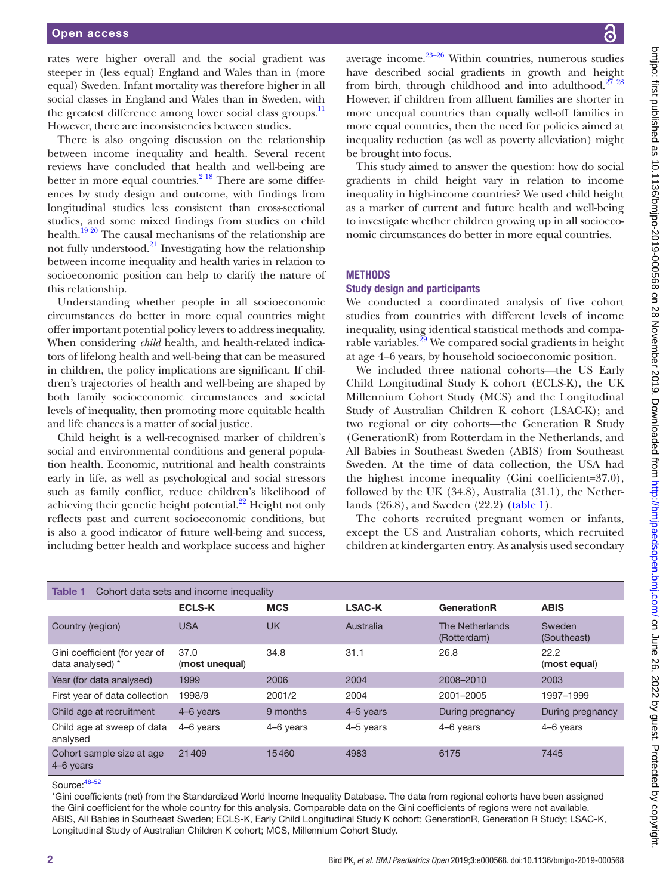rates were higher overall and the social gradient was steeper in (less equal) England and Wales than in (more equal) Sweden. Infant mortality was therefore higher in all social classes in England and Wales than in Sweden, with the greatest difference among lower social class groups.[11] However, there are inconsistencies between studies.

There is also ongoing discussion on the relationship between income inequality and health. Several recent reviews have concluded that health and well-being are better in more equal countries.[2 18] There are some differences by study design and outcome, with findings from longitudinal studies less consistent than cross-sectional studies, and some mixed findings from studies on child health.[19 20] The causal mechanisms of the relationship are not fully understood.[21] Investigating how the relationship between income inequality and health varies in relation to socioeconomic position can help to clarify the nature of this relationship.

Understanding whether people in all socioeconomic circumstances do better in more equal countries might offer important potential policy levers to address inequality. When considering *child* health, and health-related indicators of lifelong health and well-being that can be measured in children, the policy implications are significant. If children's trajectories of health and well-being are shaped by both family socioeconomic circumstances and societal levels of inequality, then promoting more equitable health and life chances is a matter of social justice.

Child height is a well-recognised marker of children's social and environmental conditions and general population health. Economic, nutritional and health constraints early in life, as well as psychological and social stressors such as family conflict, reduce children's likelihood of achieving their genetic height potential.[22] Height not only reflects past and current socioeconomic conditions, but is also a good indicator of future well-being and success, including better health and workplace success and higher average income.[23–26] Within countries, numerous studies have described social gradients in growth and height from birth, through childhood and into adulthood.[27 28] However, if children from affluent families are shorter in more unequal countries than equally well-off families in more equal countries, then the need for policies aimed at inequality reduction (as well as poverty alleviation) might be brought into focus.

This study aimed to answer the question: how do social gradients in child height vary in relation to income inequality in high-income countries? We used child height as a marker of current and future health and well-being to investigate whether children growing up in all socioeconomic circumstances do better in more equal countries.

## METHODS

### Study design and participants

We conducted a coordinated analysis of five cohort studies from countries with different levels of income inequality, using identical statistical methods and comparable variables.[29] We compared social gradients in height at age 4–6 years, by household socioeconomic position.

We included three national cohorts—the US Early Child Longitudinal Study K cohort (ECLS-K), the UK Millennium Cohort Study (MCS) and the Longitudinal Study of Australian Children K cohort (LSAC-K); and two regional or city cohorts—the Generation R Study (GenerationR) from Rotterdam in the Netherlands, and All Babies in Southeast Sweden (ABIS) from Southeast Sweden. At the time of data collection, the USA had the highest income inequality (Gini coefficient=37.0), followed by the UK (34.8), Australia (31.1), the Netherlands (26.8), and Sweden (22.2) (table 1).

The cohorts recruited pregnant women or infants, except the US and Australian cohorts, which recruited children at kindergarten entry. As analysis used secondary

**Table 1** Cohort data sets and income inequality

| | ECLS-K | MCS | LSAC-K | GenerationR | ABIS |
|---|---|---|---|---|---|
| Country (region) | USA | UK | Australia | The Netherlands (Rotterdam) | Sweden (Southeast) |
| Gini coefficient (for year of data analysed) * | 37.0 (**most unequal**) | 34.8 | 31.1 | 26.8 | 22.2 (**most equal**) |
| Year (for data analysed) | 1999 | 2006 | 2004 | 2008–2010 | 2003 |
| First year of data collection | 1998/9 | 2001/2 | 2004 | 2001–2005 | 1997–1999 |
| Child age at recruitment | 4–6 years | 9 months | 4–5 years | During pregnancy | During pregnancy |
| Child age at sweep of data analysed | 4–6 years | 4–6 years | 4–5 years | 4–6 years | 4–6 years |
| Cohort sample size at age 4–6 years | 21409 | 15460 | 4983 | 6175 | 7445 |

Source:[48–52]

*Gini coefficients (net) from the Standardized World Income Inequality Database. The data from regional cohorts have been assigned the Gini coefficient for the whole country for this analysis. Comparable data on the Gini coefficients of regions were not available.
ABIS, All Babies in Southeast Sweden; ECLS-K, Early Child Longitudinal Study K cohort; GenerationR, Generation R Study; LSAC-K, Longitudinal Study of Australian Children K cohort; MCS, Millennium Cohort Study.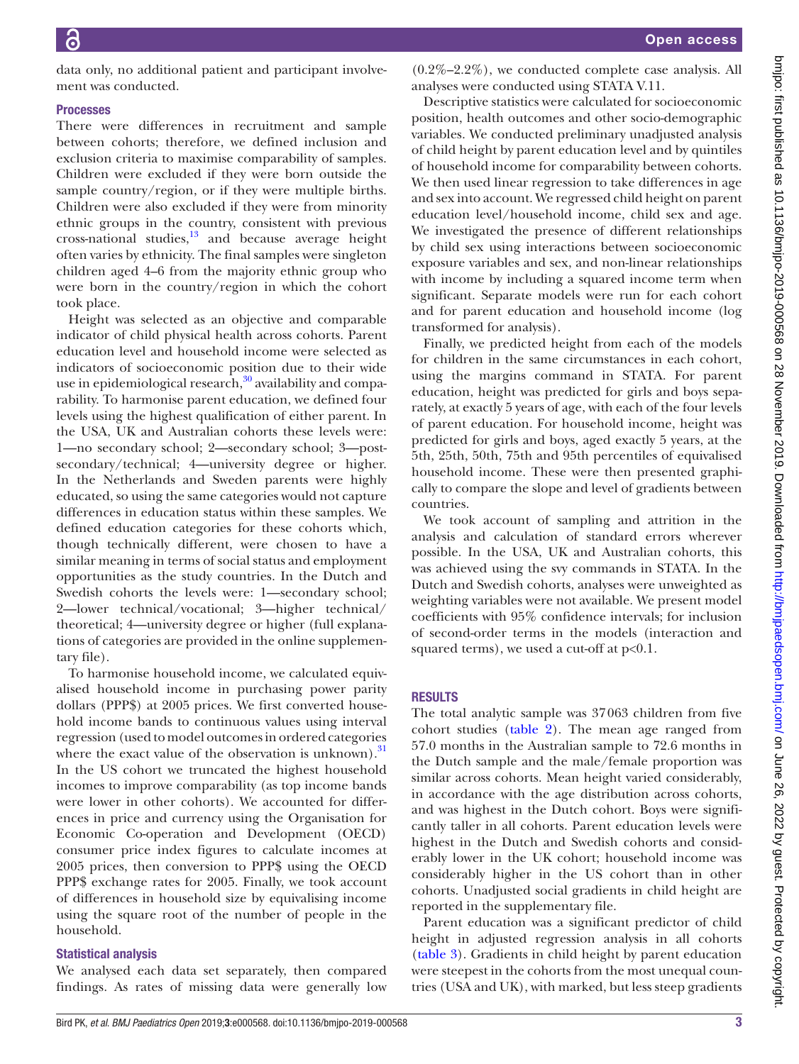data only, no additional patient and participant involvement was conducted.

### Processes

There were differences in recruitment and sample between cohorts; therefore, we defined inclusion and exclusion criteria to maximise comparability of samples. Children were excluded if they were born outside the sample country/region, or if they were multiple births. Children were also excluded if they were from minority ethnic groups in the country, consistent with previous cross-national studies,[13] and because average height often varies by ethnicity. The final samples were singleton children aged 4–6 from the majority ethnic group who were born in the country/region in which the cohort took place.

Height was selected as an objective and comparable indicator of child physical health across cohorts. Parent education level and household income were selected as indicators of socioeconomic position due to their wide use in epidemiological research,[30] availability and comparability. To harmonise parent education, we defined four levels using the highest qualification of either parent. In the USA, UK and Australian cohorts these levels were: 1—no secondary school; 2—secondary school; 3—post-secondary/technical; 4—university degree or higher. In the Netherlands and Sweden parents were highly educated, so using the same categories would not capture differences in education status within these samples. We defined education categories for these cohorts which, though technically different, were chosen to have a similar meaning in terms of social status and employment opportunities as the study countries. In the Dutch and Swedish cohorts the levels were: 1—secondary school; 2—lower technical/vocational; 3—higher technical/theoretical; 4—university degree or higher (full explanations of categories are provided in the online supplementary file).

To harmonise household income, we calculated equivalised household income in purchasing power parity dollars (PPP$) at 2005 prices. We first converted household income bands to continuous values using interval regression (used to model outcomes in ordered categories where the exact value of the observation is unknown).[31] In the US cohort we truncated the highest household incomes to improve comparability (as top income bands were lower in other cohorts). We accounted for differences in price and currency using the Organisation for Economic Co-operation and Development (OECD) consumer price index figures to calculate incomes at 2005 prices, then conversion to PPP$ using the OECD PPP$ exchange rates for 2005. Finally, we took account of differences in household size by equivalising income using the square root of the number of people in the household.

### Statistical analysis

We analysed each data set separately, then compared findings. As rates of missing data were generally low (0.2%–2.2%), we conducted complete case analysis. All analyses were conducted using STATA V.11.

Descriptive statistics were calculated for socioeconomic position, health outcomes and other socio-demographic variables. We conducted preliminary unadjusted analysis of child height by parent education level and by quintiles of household income for comparability between cohorts. We then used linear regression to take differences in age and sex into account. We regressed child height on parent education level/household income, child sex and age. We investigated the presence of different relationships by child sex using interactions between socioeconomic exposure variables and sex, and non-linear relationships with income by including a squared income term when significant. Separate models were run for each cohort and for parent education and household income (log transformed for analysis).

Finally, we predicted height from each of the models for children in the same circumstances in each cohort, using the margins command in STATA. For parent education, height was predicted for girls and boys separately, at exactly 5 years of age, with each of the four levels of parent education. For household income, height was predicted for girls and boys, aged exactly 5 years, at the 5th, 25th, 50th, 75th and 95th percentiles of equivalised household income. These were then presented graphically to compare the slope and level of gradients between countries.

We took account of sampling and attrition in the analysis and calculation of standard errors wherever possible. In the USA, UK and Australian cohorts, this was achieved using the svy commands in STATA. In the Dutch and Swedish cohorts, analyses were unweighted as weighting variables were not available. We present model coefficients with 95% confidence intervals; for inclusion of second-order terms in the models (interaction and squared terms), we used a cut-off at $p<0.1$.

## RESULTS

The total analytic sample was 37 063 children from five cohort studies (table 2). The mean age ranged from 57.0 months in the Australian sample to 72.6 months in the Dutch sample and the male/female proportion was similar across cohorts. Mean height varied considerably, in accordance with the age distribution across cohorts, and was highest in the Dutch cohort. Boys were significantly taller in all cohorts. Parent education levels were highest in the Dutch and Swedish cohorts and considerably lower in the UK cohort; household income was considerably higher in the US cohort than in other cohorts. Unadjusted social gradients in child height are reported in the supplementary file.

Parent education was a significant predictor of child height in adjusted regression analysis in all cohorts (table 3). Gradients in child height by parent education were steepest in the cohorts from the most unequal countries (USA and UK), with marked, but less steep gradients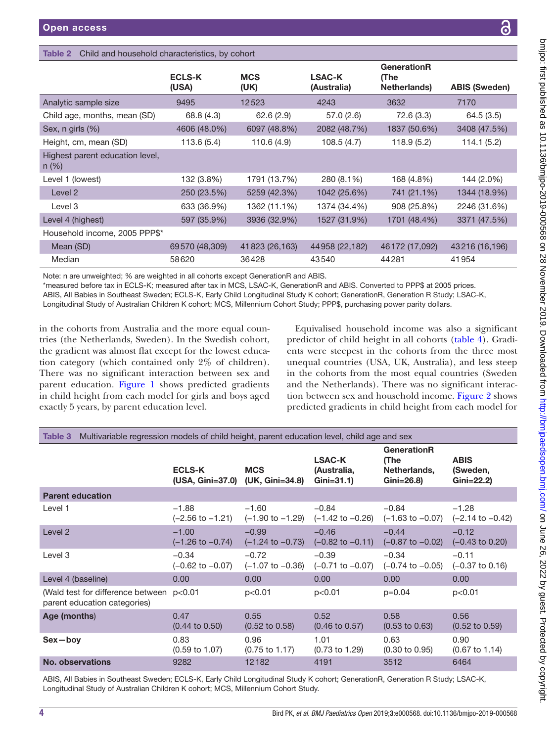**Table 2** Child and household characteristics, by cohort

| | ECLS-K (USA) | MCS (UK) | LSAC-K (Australia) | GenerationR (The Netherlands) | ABIS (Sweden) |
|---|---|---|---|---|---|
| Analytic sample size | 9495 | 12523 | 4243 | 3632 | 7170 |
| Child age, months, mean (SD) | 68.8 (4.3) | 62.6 (2.9) | 57.0 (2.6) | 72.6 (3.3) | 64.5 (3.5) |
| Sex, n girls (%) | 4606 (48.0%) | 6097 (48.8%) | 2082 (48.7%) | 1837 (50.6%) | 3408 (47.5%) |
| Height, cm, mean (SD) | 113.6 (5.4) | 110.6 (4.9) | 108.5 (4.7) | 118.9 (5.2) | 114.1 (5.2) |
| Highest parent education level, n (%) | | | | | |
| Level 1 (lowest) | 132 (3.8%) | 1791 (13.7%) | 280 (8.1%) | 168 (4.8%) | 144 (2.0%) |
| Level 2 | 250 (23.5%) | 5259 (42.3%) | 1042 (25.6%) | 741 (21.1%) | 1344 (18.9%) |
| Level 3 | 633 (36.9%) | 1362 (11.1%) | 1374 (34.4%) | 908 (25.8%) | 2246 (31.6%) |
| Level 4 (highest) | 597 (35.9%) | 3936 (32.9%) | 1527 (31.9%) | 1701 (48.4%) | 3371 (47.5%) |
| Household income, 2005 PPP$* | | | | | |
| Mean (SD) | 69570 (48,309) | 41823 (26,163) | 44958 (22,182) | 46172 (17,092) | 43216 (16,196) |
| Median | 58620 | 36428 | 43540 | 44281 | 41954 |

Note: n are unweighted; % are weighted in all cohorts except GenerationR and ABIS.

*measured before tax in ECLS-K; measured after tax in MCS, LSAC-K, GenerationR and ABIS. Converted to PPP$ at 2005 prices.

ABIS, All Babies in Southeast Sweden; ECLS-K, Early Child Longitudinal Study K cohort; GenerationR, Generation R Study; LSAC-K, Longitudinal Study of Australian Children K cohort; MCS, Millennium Cohort Study; PPP$, purchasing power parity dollars.

in the cohorts from Australia and the more equal countries (the Netherlands, Sweden). In the Swedish cohort, the gradient was almost flat except for the lowest education category (which contained only 2% of children). There was no significant interaction between sex and parent education. Figure 1 shows predicted gradients in child height from each model for girls and boys aged exactly 5 years, by parent education level.

Equivalised household income was also a significant predictor of child height in all cohorts (table 4). Gradients were steepest in the cohorts from the three most unequal countries (USA, UK, Australia), and less steep in the cohorts from the most equal countries (Sweden and the Netherlands). There was no significant interaction between sex and household income. Figure 2 shows predicted gradients in child height from each model for

**Table 3** Multivariable regression models of child height, parent education level, child age and sex

| | ECLS-K (USA, Gini=37.0) | MCS (UK, Gini=34.8) | LSAC-K (Australia, Gini=31.1) | GenerationR (The Netherlands, Gini=26.8) | ABIS (Sweden, Gini=22.2) |
|---|---|---|---|---|---|
| **Parent education** | | | | | |
| Level 1 | −1.88 (−2.56 to −1.21) | −1.60 (−1.90 to −1.29) | −0.84 (−1.42 to −0.26) | −0.84 (−1.63 to −0.07) | −1.28 (−2.14 to −0.42) |
| Level 2 | −1.00 (−1.26 to −0.74) | −0.99 (−1.24 to −0.73) | −0.46 (−0.82 to −0.11) | −0.44 (−0.87 to −0.02) | −0.12 (−0.43 to 0.20) |
| Level 3 | −0.34 (−0.62 to −0.07) | −0.72 (−1.07 to −0.36) | −0.39 (−0.71 to −0.07) | −0.34 (−0.74 to −0.05) | −0.11 (−0.37 to 0.16) |
| Level 4 (baseline) | 0.00 | 0.00 | 0.00 | 0.00 | 0.00 |
| (Wald test for difference between parent education categories) | p<0.01 | p<0.01 | p<0.01 | p=0.04 | p<0.01 |
| **Age (months)** | 0.47 (0.44 to 0.50) | 0.55 (0.52 to 0.58) | 0.52 (0.46 to 0.57) | 0.58 (0.53 to 0.63) | 0.56 (0.52 to 0.59) |
| **Sex—boy** | 0.83 (0.59 to 1.07) | 0.96 (0.75 to 1.17) | 1.01 (0.73 to 1.29) | 0.63 (0.30 to 0.95) | 0.90 (0.67 to 1.14) |
| **No. observations** | 9282 | 12182 | 4191 | 3512 | 6464 |

ABIS, All Babies in Southeast Sweden; ECLS-K, Early Child Longitudinal Study K cohort; GenerationR, Generation R Study; LSAC-K, Longitudinal Study of Australian Children K cohort; MCS, Millennium Cohort Study.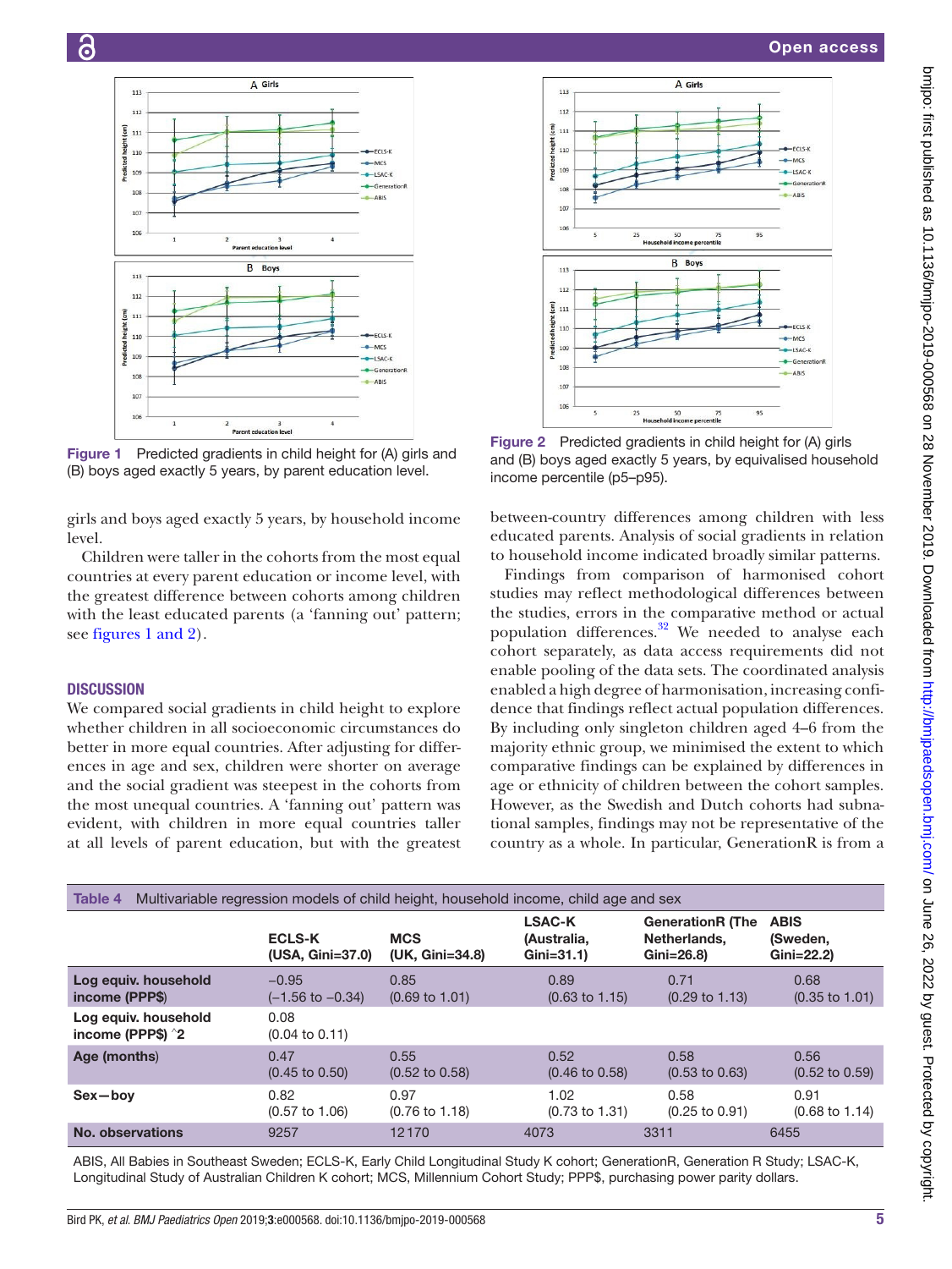Figure 1 Predicted gradients in child height for (A) girls and (B) boys aged exactly 5 years, by parent education level.

Figure 2 Predicted gradients in child height for (A) girls and (B) boys aged exactly 5 years, by equivalised household income percentile (p5–p95).

girls and boys aged exactly 5 years, by household income level.

Children were taller in the cohorts from the most equal countries at every parent education or income level, with the greatest difference between cohorts among children with the least educated parents (a 'fanning out' pattern; see figures 1 and 2).

## DISCUSSION

We compared social gradients in child height to explore whether children in all socioeconomic circumstances do better in more equal countries. After adjusting for differences in age and sex, children were shorter on average and the social gradient was steepest in the cohorts from the most unequal countries. A 'fanning out' pattern was evident, with children in more equal countries taller at all levels of parent education, but with the greatest between-country differences among children with less educated parents. Analysis of social gradients in relation to household income indicated broadly similar patterns.

Findings from comparison of harmonised cohort studies may reflect methodological differences between the studies, errors in the comparative method or actual population differences.[32] We needed to analyse each cohort separately, as data access requirements did not enable pooling of the data sets. The coordinated analysis enabled a high degree of harmonisation, increasing confidence that findings reflect actual population differences. By including only singleton children aged 4–6 from the majority ethnic group, we minimised the extent to which comparative findings can be explained by differences in age or ethnicity of children between the cohort samples. However, as the Swedish and Dutch cohorts had subnational samples, findings may not be representative of the country as a whole. In particular, GenerationR is from a

**Table 4** Multivariable regression models of child height, household income, child age and sex

| | ECLS-K (USA, Gini=37.0) | MCS (UK, Gini=34.8) | LSAC-K (Australia, Gini=31.1) | GenerationR (The Netherlands, Gini=26.8) | ABIS (Sweden, Gini=22.2) |
|---|---|---|---|---|---|
| Log equiv. household income (PPP$) | −0.95 (−1.56 to −0.34) | 0.85 (0.69 to 1.01) | 0.89 (0.63 to 1.15) | 0.71 (0.29 to 1.13) | 0.68 (0.35 to 1.01) |
| Log equiv. household income (PPP$) ^2 | 0.08 (0.04 to 0.11) | | | | |
| Age (months) | 0.47 (0.45 to 0.50) | 0.55 (0.52 to 0.58) | 0.52 (0.46 to 0.58) | 0.58 (0.53 to 0.63) | 0.56 (0.52 to 0.59) |
| Sex—boy | 0.82 (0.57 to 1.06) | 0.97 (0.76 to 1.18) | 1.02 (0.73 to 1.31) | 0.58 (0.25 to 0.91) | 0.91 (0.68 to 1.14) |
| No. observations | 9257 | 12170 | 4073 | 3311 | 6455 |

ABIS, All Babies in Southeast Sweden; ECLS-K, Early Child Longitudinal Study K cohort; GenerationR, Generation R Study; LSAC-K, Longitudinal Study of Australian Children K cohort; MCS, Millennium Cohort Study; PPP$, purchasing power parity dollars.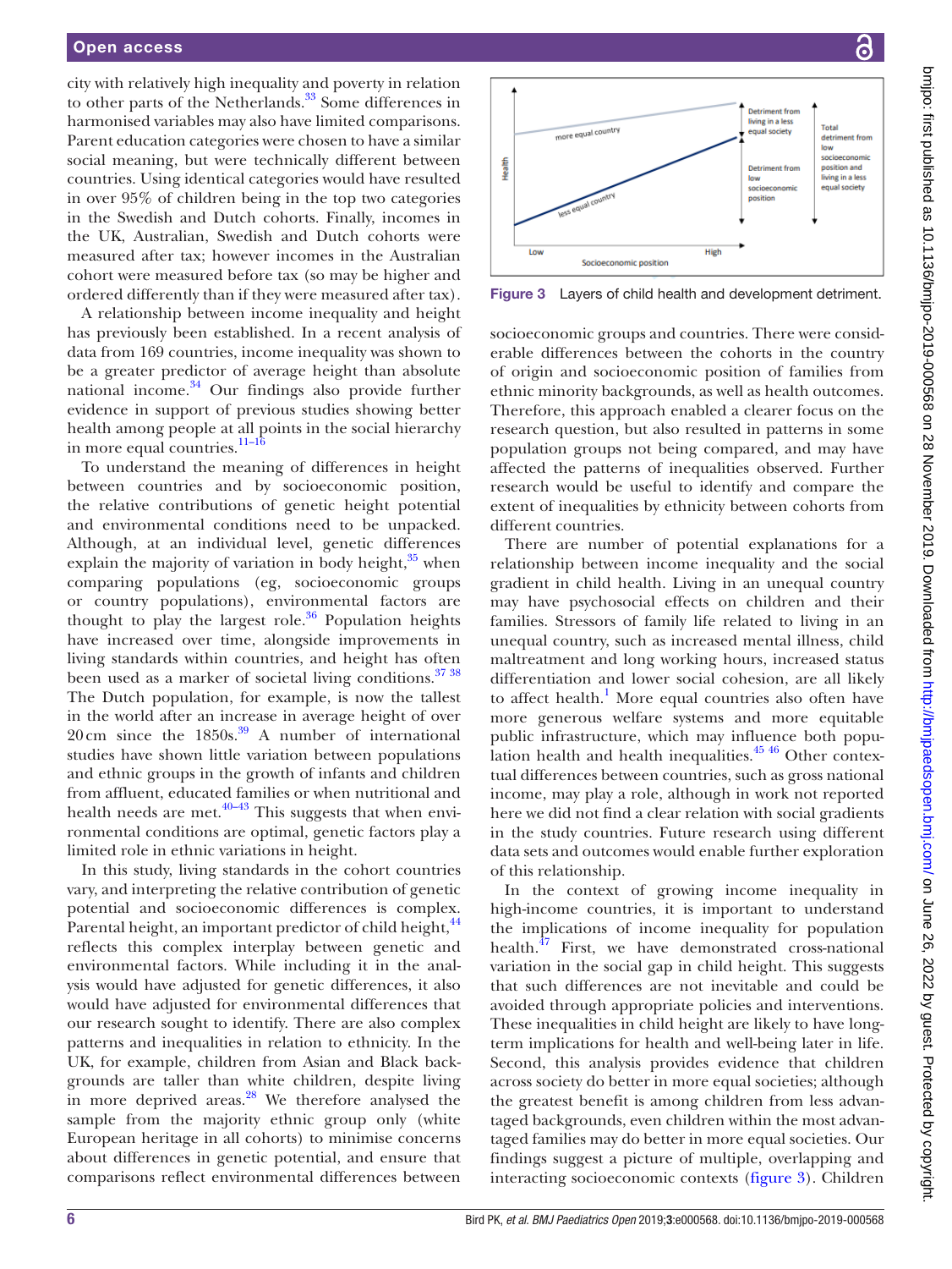city with relatively high inequality and poverty in relation to other parts of the Netherlands.[33] Some differences in harmonised variables may also have limited comparisons. Parent education categories were chosen to have a similar social meaning, but were technically different between countries. Using identical categories would have resulted in over 95% of children being in the top two categories in the Swedish and Dutch cohorts. Finally, incomes in the UK, Australian, Swedish and Dutch cohorts were measured after tax; however incomes in the Australian cohort were measured before tax (so may be higher and ordered differently than if they were measured after tax).

A relationship between income inequality and height has previously been established. In a recent analysis of data from 169 countries, income inequality was shown to be a greater predictor of average height than absolute national income.[34] Our findings also provide further evidence in support of previous studies showing better health among people at all points in the social hierarchy in more equal countries.[11–16]

To understand the meaning of differences in height between countries and by socioeconomic position, the relative contributions of genetic height potential and environmental conditions need to be unpacked. Although, at an individual level, genetic differences explain the majority of variation in body height,[35] when comparing populations (eg, socioeconomic groups or country populations), environmental factors are thought to play the largest role.[36] Population heights have increased over time, alongside improvements in living standards within countries, and height has often been used as a marker of societal living conditions.[37 38] The Dutch population, for example, is now the tallest in the world after an increase in average height of over 20 cm since the 1850s.[39] A number of international studies have shown little variation between populations and ethnic groups in the growth of infants and children from affluent, educated families or when nutritional and health needs are met.[40–43] This suggests that when environmental conditions are optimal, genetic factors play a limited role in ethnic variations in height.

In this study, living standards in the cohort countries vary, and interpreting the relative contribution of genetic potential and socioeconomic differences is complex. Parental height, an important predictor of child height,[44] reflects this complex interplay between genetic and environmental factors. While including it in the analysis would have adjusted for genetic differences, it also would have adjusted for environmental differences that our research sought to identify. There are also complex patterns and inequalities in relation to ethnicity. In the UK, for example, children from Asian and Black backgrounds are taller than white children, despite living in more deprived areas.[28] We therefore analysed the sample from the majority ethnic group only (white European heritage in all cohorts) to minimise concerns about differences in genetic potential, and ensure that comparisons reflect environmental differences between socioeconomic groups and countries. There were considerable differences between the cohorts in the country of origin and socioeconomic position of families from ethnic minority backgrounds, as well as health outcomes. Therefore, this approach enabled a clearer focus on the research question, but also resulted in patterns in some population groups not being compared, and may have affected the patterns of inequalities observed. Further research would be useful to identify and compare the extent of inequalities by ethnicity between cohorts from different countries.

Figure 3 Layers of child health and development detriment.

There are number of potential explanations for a relationship between income inequality and the social gradient in child health. Living in an unequal country may have psychosocial effects on children and their families. Stressors of family life related to living in an unequal country, such as increased mental illness, child maltreatment and long working hours, increased status differentiation and lower social cohesion, are all likely to affect health.[1] More equal countries also often have more generous welfare systems and more equitable public infrastructure, which may influence both population health and health inequalities.[45 46] Other contextual differences between countries, such as gross national income, may play a role, although in work not reported here we did not find a clear relation with social gradients in the study countries. Future research using different data sets and outcomes would enable further exploration of this relationship.

In the context of growing income inequality in high-income countries, it is important to understand the implications of income inequality for population health.[47] First, we have demonstrated cross-national variation in the social gap in child height. This suggests that such differences are not inevitable and could be avoided through appropriate policies and interventions. These inequalities in child height are likely to have long-term implications for health and well-being later in life. Second, this analysis provides evidence that children across society do better in more equal societies; although the greatest benefit is among children from less advantaged backgrounds, even children within the most advantaged families may do better in more equal societies. Our findings suggest a picture of multiple, overlapping and interacting socioeconomic contexts (figure 3). Children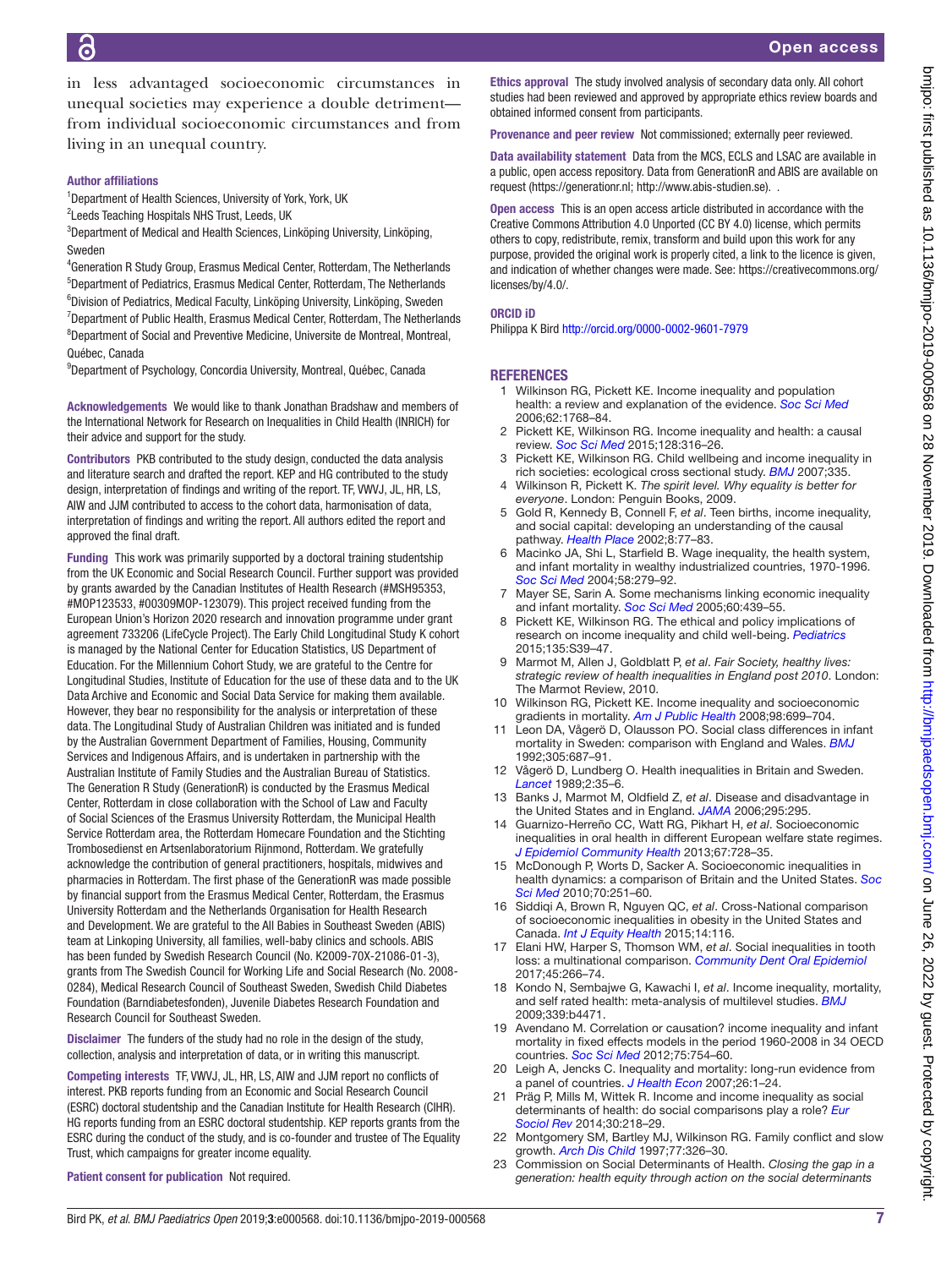in less advantaged socioeconomic circumstances in unequal societies may experience a double detriment—from individual socioeconomic circumstances and from living in an unequal country.

**Author affiliations**

[1]Department of Health Sciences, University of York, York, UK
[2]Leeds Teaching Hospitals NHS Trust, Leeds, UK
[3]Department of Medical and Health Sciences, Linköping University, Linköping, Sweden
[4]Generation R Study Group, Erasmus Medical Center, Rotterdam, The Netherlands
[5]Department of Pediatrics, Erasmus Medical Center, Rotterdam, The Netherlands
[6]Division of Pediatrics, Medical Faculty, Linköping University, Linköping, Sweden
[7]Department of Public Health, Erasmus Medical Center, Rotterdam, The Netherlands
[8]Department of Social and Preventive Medicine, Universite de Montreal, Montreal, Québec, Canada
[9]Department of Psychology, Concordia University, Montreal, Québec, Canada

**Acknowledgements** We would like to thank Jonathan Bradshaw and members of the International Network for Research on Inequalities in Child Health (INRICH) for their advice and support for the study.

**Contributors** PKB contributed to the study design, conducted the data analysis and literature search and drafted the report. KEP and HG contributed to the study design, interpretation of findings and writing of the report. TF, VWVJ, JL, HR, LS, AIW and JJM contributed to access to the cohort data, harmonisation of data, interpretation of findings and writing the report. All authors edited the report and approved the final draft.

**Funding** This work was primarily supported by a doctoral training studentship from the UK Economic and Social Research Council. Further support was provided by grants awarded by the Canadian Institutes of Health Research (#MSH95353, #MOP123533, #00309MOP-123079). This project received funding from the European Union's Horizon 2020 research and innovation programme under grant agreement 733206 (LifeCycle Project). The Early Child Longitudinal Study K cohort is managed by the National Center for Education Statistics, US Department of Education. For the Millennium Cohort Study, we are grateful to the Centre for Longitudinal Studies, Institute of Education for the use of these data and to the UK Data Archive and Economic and Social Data Service for making them available. However, they bear no responsibility for the analysis or interpretation of these data. The Longitudinal Study of Australian Children was initiated and is funded by the Australian Government Department of Families, Housing, Community Services and Indigenous Affairs, and is undertaken in partnership with the Australian Institute of Family Studies and the Australian Bureau of Statistics. The Generation R Study (GenerationR) is conducted by the Erasmus Medical Center, Rotterdam in close collaboration with the School of Law and Faculty of Social Sciences of the Erasmus University Rotterdam, the Municipal Health Service Rotterdam area, the Rotterdam Homecare Foundation and the Stichting Trombosedienst en Artsenlaboratorium Rijnmond, Rotterdam. We gratefully acknowledge the contribution of general practitioners, hospitals, midwives and pharmacies in Rotterdam. The first phase of the GenerationR was made possible by financial support from the Erasmus Medical Center, Rotterdam, the Erasmus University Rotterdam and the Netherlands Organisation for Health Research and Development. We are grateful to the All Babies in Southeast Sweden (ABIS) team at Linkoping University, all families, well-baby clinics and schools. ABIS has been funded by Swedish Research Council (No. K2009-70X-21086-01-3), grants from The Swedish Council for Working Life and Social Research (No. 2008-0284), Medical Research Council of Southeast Sweden, Swedish Child Diabetes Foundation (Barndiabetesfonden), Juvenile Diabetes Research Foundation and Research Council for Southeast Sweden.

**Disclaimer** The funders of the study had no role in the design of the study, collection, analysis and interpretation of data, or in writing this manuscript.

**Competing interests** TF, VWVJ, JL, HR, LS, AIW and JJM report no conflicts of interest. PKB reports funding from an Economic and Social Research Council (ESRC) doctoral studentship and the Canadian Institute for Health Research (CIHR). HG reports funding from an ESRC doctoral studentship. KEP reports grants from the ESRC during the conduct of the study, and is co-founder and trustee of The Equality Trust, which campaigns for greater income equality.

**Patient consent for publication** Not required.

**Ethics approval** The study involved analysis of secondary data only. All cohort studies had been reviewed and approved by appropriate ethics review boards and obtained informed consent from participants.

**Provenance and peer review** Not commissioned; externally peer reviewed.

**Data availability statement** Data from the MCS, ECLS and LSAC are available in a public, open access repository. Data from GenerationR and ABIS are available on request (https://generationr.nl; http://www.abis-studien.se). .

**Open access** This is an open access article distributed in accordance with the Creative Commons Attribution 4.0 Unported (CC BY 4.0) license, which permits others to copy, redistribute, remix, transform and build upon this work for any purpose, provided the original work is properly cited, a link to the licence is given, and indication of whether changes were made. See: https://creativecommons.org/licenses/by/4.0/.

**ORCID iD**

Philippa K Bird http://orcid.org/0000-0002-9601-7979

## REFERENCES

1. Wilkinson RG, Pickett KE. Income inequality and population health: a review and explanation of the evidence. *Soc Sci Med* 2006;62:1768–84.
2. Pickett KE, Wilkinson RG. Income inequality and health: a causal review. *Soc Sci Med* 2015;128:316–26.
3. Pickett KE, Wilkinson RG. Child wellbeing and income inequality in rich societies: ecological cross sectional study. *BMJ* 2007;335.
4. Wilkinson R, Pickett K. *The spirit level. Why equality is better for everyone*. London: Penguin Books, 2009.
5. Gold R, Kennedy B, Connell F, *et al*. Teen births, income inequality, and social capital: developing an understanding of the causal pathway. *Health Place* 2002;8:77–83.
6. Macinko JA, Shi L, Starfield B. Wage inequality, the health system, and infant mortality in wealthy industrialized countries, 1970-1996. *Soc Sci Med* 2004;58:279–92.
7. Mayer SE, Sarin A. Some mechanisms linking economic inequality and infant mortality. *Soc Sci Med* 2005;60:439–55.
8. Pickett KE, Wilkinson RG. The ethical and policy implications of research on income inequality and child well-being. *Pediatrics* 2015;135:S39–47.
9. Marmot M, Allen J, Goldblatt P, *et al*. *Fair Society, healthy lives: strategic review of health inequalities in England post 2010*. London: The Marmot Review, 2010.
10. Wilkinson RG, Pickett KE. Income inequality and socioeconomic gradients in mortality. *Am J Public Health* 2008;98:699–704.
11. Leon DA, Vågerö D, Olausson PO. Social class differences in infant mortality in Sweden: comparison with England and Wales. *BMJ* 1992;305:687–91.
12. Vågerö D, Lundberg O. Health inequalities in Britain and Sweden. *Lancet* 1989;2:35–6.
13. Banks J, Marmot M, Oldfield Z, *et al*. Disease and disadvantage in the United States and in England. *JAMA* 2006;295:295.
14. Guarnizo-Herreño CC, Watt RG, Pikhart H, *et al*. Socioeconomic inequalities in oral health in different European welfare state regimes. *J Epidemiol Community Health* 2013;67:728–35.
15. McDonough P, Worts D, Sacker A. Socioeconomic inequalities in health dynamics: a comparison of Britain and the United States. *Soc Sci Med* 2010;70:251–60.
16. Siddiqi A, Brown R, Nguyen QC, *et al*. Cross-National comparison of socioeconomic inequalities in obesity in the United States and Canada. *Int J Equity Health* 2015;14:116.
17. Elani HW, Harper S, Thomson WM, *et al*. Social inequalities in tooth loss: a multinational comparison. *Community Dent Oral Epidemiol* 2017;45:266–74.
18. Kondo N, Sembajwe G, Kawachi I, *et al*. Income inequality, mortality, and self rated health: meta-analysis of multilevel studies. *BMJ* 2009;339:b4471.
19. Avendano M. Correlation or causation? income inequality and infant mortality in fixed effects models in the period 1960-2008 in 34 OECD countries. *Soc Sci Med* 2012;75:754–60.
20. Leigh A, Jencks C. Inequality and mortality: long-run evidence from a panel of countries. *J Health Econ* 2007;26:1–24.
21. Präg P, Mills M, Wittek R. Income and income inequality as social determinants of health: do social comparisons play a role? *Eur Sociol Rev* 2014;30:218–29.
22. Montgomery SM, Bartley MJ, Wilkinson RG. Family conflict and slow growth. *Arch Dis Child* 1997;77:326–30.
23. Commission on Social Determinants of Health. *Closing the gap in a generation: health equity through action on the social determinants*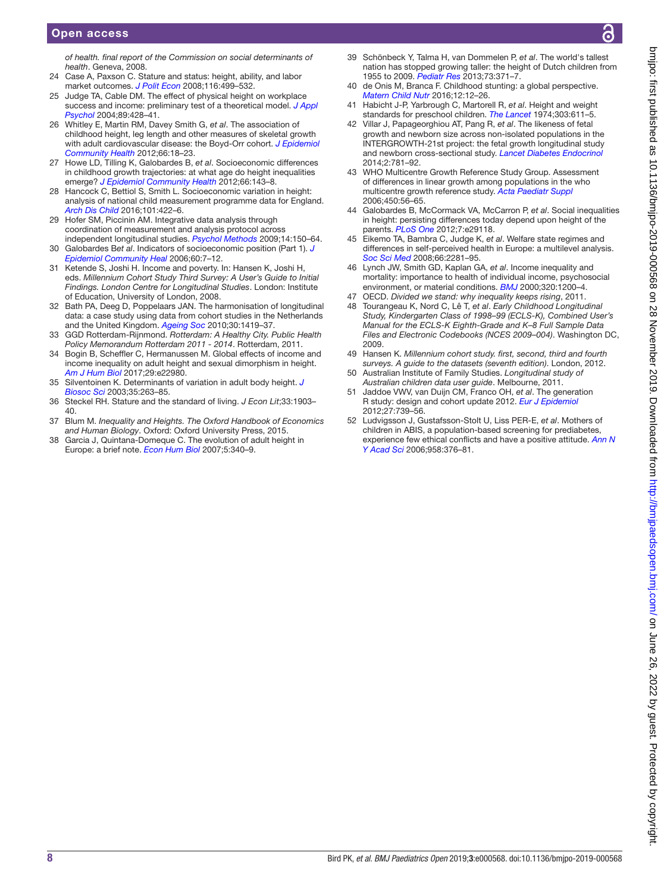*of health. final report of the Commission on social determinants of health*. Geneva, 2008.

24. Case A, Paxson C. Stature and status: height, ability, and labor market outcomes. *J Polit Econ* 2008;116:499–532.
25. Judge TA, Cable DM. The effect of physical height on workplace success and income: preliminary test of a theoretical model. *J Appl Psychol* 2004;89:428–41.
26. Whitley E, Martin RM, Davey Smith G, *et al*. The association of childhood height, leg length and other measures of skeletal growth with adult cardiovascular disease: the Boyd-Orr cohort. *J Epidemiol Community Health* 2012;66:18–23.
27. Howe LD, Tilling K, Galobardes B, *et al*. Socioeconomic differences in childhood growth trajectories: at what age do height inequalities emerge? *J Epidemiol Community Health* 2012;66:143–8.
28. Hancock C, Bettiol S, Smith L. Socioeconomic variation in height: analysis of national child measurement programme data for England. *Arch Dis Child* 2016;101:422–6.
29. Hofer SM, Piccinin AM. Integrative data analysis through coordination of measurement and analysis protocol across independent longitudinal studies. *Psychol Methods* 2009;14:150–64.
30. Galobardes B*et al*. Indicators of socioeconomic position (Part 1). *J Epidemiol Community Heal* 2006;60:7–12.
31. Ketende S, Joshi H. Income and poverty. In: Hansen K, Joshi H, eds. *Millennium Cohort Study Third Survey: A User's Guide to Initial Findings. London Centre for Longitudinal Studies*. London: Institute of Education, University of London, 2008.
32. Bath PA, Deeg D, Poppelaars JAN. The harmonisation of longitudinal data: a case study using data from cohort studies in the Netherlands and the United Kingdom. *Ageing Soc* 2010;30:1419–37.
33. GGD Rotterdam-Rijnmond. *Rotterdam: A Healthy City. Public Health Policy Memorandum Rotterdam 2011 - 2014*. Rotterdam, 2011.
34. Bogin B, Scheffler C, Hermanussen M. Global effects of income and income inequality on adult height and sexual dimorphism in height. *Am J Hum Biol* 2017;29:e22980.
35. Silventoinen K. Determinants of variation in adult body height. *J Biosoc Sci* 2003;35:263–85.
36. Steckel RH. Stature and the standard of living. *J Econ Lit*;33:1903–40.
37. Blum M. *Inequality and Heights. The Oxford Handbook of Economics and Human Biology*. Oxford: Oxford University Press, 2015.
38. Garcia J, Quintana-Domeque C. The evolution of adult height in Europe: a brief note. *Econ Hum Biol* 2007;5:340–9.
39. Schönbeck Y, Talma H, van Dommelen P, *et al*. The world's tallest nation has stopped growing taller: the height of Dutch children from 1955 to 2009. *Pediatr Res* 2013;73:371–7.
40. de Onis M, Branca F. Childhood stunting: a global perspective. *Matern Child Nutr* 2016;12:12–26.
41. Habicht J-P, Yarbrough C, Martorell R, *et al*. Height and weight standards for preschool children. *The Lancet* 1974;303:611–5.
42. Villar J, Papageorghiou AT, Pang R, *et al*. The likeness of fetal growth and newborn size across non-isolated populations in the INTERGROWTH-21st project: the fetal growth longitudinal study and newborn cross-sectional study. *Lancet Diabetes Endocrinol* 2014;2:781–92.
43. WHO Multicentre Growth Reference Study Group. Assessment of differences in linear growth among populations in the who multicentre growth reference study. *Acta Paediatr Suppl* 2006;450:56–65.
44. Galobardes B, McCormack VA, McCarron P, *et al*. Social inequalities in height: persisting differences today depend upon height of the parents. *PLoS One* 2012;7:e29118.
45. Eikemo TA, Bambra C, Judge K, *et al*. Welfare state regimes and differences in self-perceived health in Europe: a multilevel analysis. *Soc Sci Med* 2008;66:2281–95.
46. Lynch JW, Smith GD, Kaplan GA, *et al*. Income inequality and mortality: importance to health of individual income, psychosocial environment, or material conditions. *BMJ* 2000;320:1200–4.
47. OECD. *Divided we stand: why inequality keeps rising*, 2011.
48. Tourangeau K, Nord C, Lê T, *et al*. *Early Childhood Longitudinal Study, Kindergarten Class of 1998–99 (ECLS-K), Combined User's Manual for the ECLS-K Eighth-Grade and K–8 Full Sample Data Files and Electronic Codebooks (NCES 2009–004)*. Washington DC, 2009.
49. Hansen K. *Millennium cohort study. first, second, third and fourth surveys. A guide to the datasets (seventh edition)*. London, 2012.
50. Australian Institute of Family Studies. *Longitudinal study of Australian children data user guide*. Melbourne, 2011.
51. Jaddoe VWV, van Duijn CM, Franco OH, *et al*. The generation R study: design and cohort update 2012. *Eur J Epidemiol* 2012;27:739–56.
52. Ludvigsson J, Gustafsson-Stolt U, Liss PER-E, *et al*. Mothers of children in ABIS, a population-based screening for prediabetes, experience few ethical conflicts and have a positive attitude. *Ann N Y Acad Sci* 2006;958:376–81.